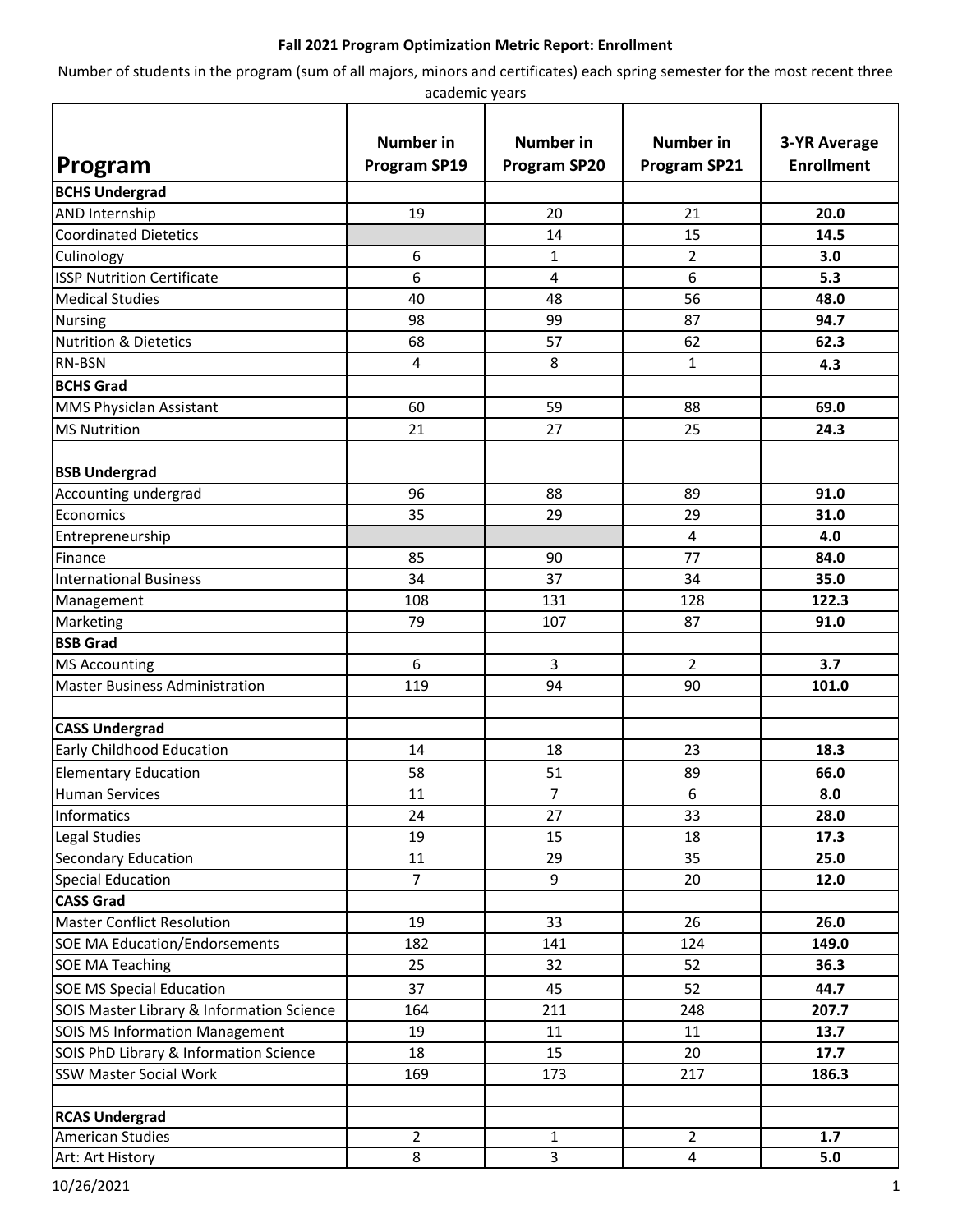**Fall 2021 Program Optimization Metric Report: Enrollment**

Number of students in the program (sum of all majors, minors and certificates) each spring semester for the most recent three academic years

| Program | Number in Program SP19 | Number in Program SP20 | Number in Program SP21 | 3-YR Average Enrollment |
|---|---|---|---|---|
| **BCHS Undergrad** | | | | |
| AND Internship | 19 | 20 | 21 | **20.0** |
| Coordinated Dietetics | | 14 | 15 | **14.5** |
| Culinology | 6 | 1 | 2 | **3.0** |
| ISSP Nutrition Certificate | 6 | 4 | 6 | **5.3** |
| Medical Studies | 40 | 48 | 56 | **48.0** |
| Nursing | 98 | 99 | 87 | **94.7** |
| Nutrition & Dietetics | 68 | 57 | 62 | **62.3** |
| RN-BSN | 4 | 8 | 1 | **4.3** |
| **BCHS Grad** | | | | |
| MMS Physiclan Assistant | 60 | 59 | 88 | **69.0** |
| MS Nutrition | 21 | 27 | 25 | **24.3** |
| | | | | |
| **BSB Undergrad** | | | | |
| Accounting undergrad | 96 | 88 | 89 | **91.0** |
| Economics | 35 | 29 | 29 | **31.0** |
| Entrepreneurship | | | 4 | **4.0** |
| Finance | 85 | 90 | 77 | **84.0** |
| International Business | 34 | 37 | 34 | **35.0** |
| Management | 108 | 131 | 128 | **122.3** |
| Marketing | 79 | 107 | 87 | **91.0** |
| **BSB Grad** | | | | |
| MS Accounting | 6 | 3 | 2 | **3.7** |
| Master Business Administration | 119 | 94 | 90 | **101.0** |
| | | | | |
| **CASS Undergrad** | | | | |
| Early Childhood Education | 14 | 18 | 23 | **18.3** |
| Elementary Education | 58 | 51 | 89 | **66.0** |
| Human Services | 11 | 7 | 6 | **8.0** |
| Informatics | 24 | 27 | 33 | **28.0** |
| Legal Studies | 19 | 15 | 18 | **17.3** |
| Secondary Education | 11 | 29 | 35 | **25.0** |
| Special Education | 7 | 9 | 20 | **12.0** |
| **CASS Grad** | | | | |
| Master Conflict Resolution | 19 | 33 | 26 | **26.0** |
| SOE MA Education/Endorsements | 182 | 141 | 124 | **149.0** |
| SOE MA Teaching | 25 | 32 | 52 | **36.3** |
| SOE MS Special Education | 37 | 45 | 52 | **44.7** |
| SOIS Master Library & Information Science | 164 | 211 | 248 | **207.7** |
| SOIS MS Information Management | 19 | 11 | 11 | **13.7** |
| SOIS PhD Library & Information Science | 18 | 15 | 20 | **17.7** |
| SSW Master Social Work | 169 | 173 | 217 | **186.3** |
| | | | | |
| **RCAS Undergrad** | | | | |
| American Studies | 2 | 1 | 2 | **1.7** |
| Art: Art History | 8 | 3 | 4 | **5.0** |

10/26/2021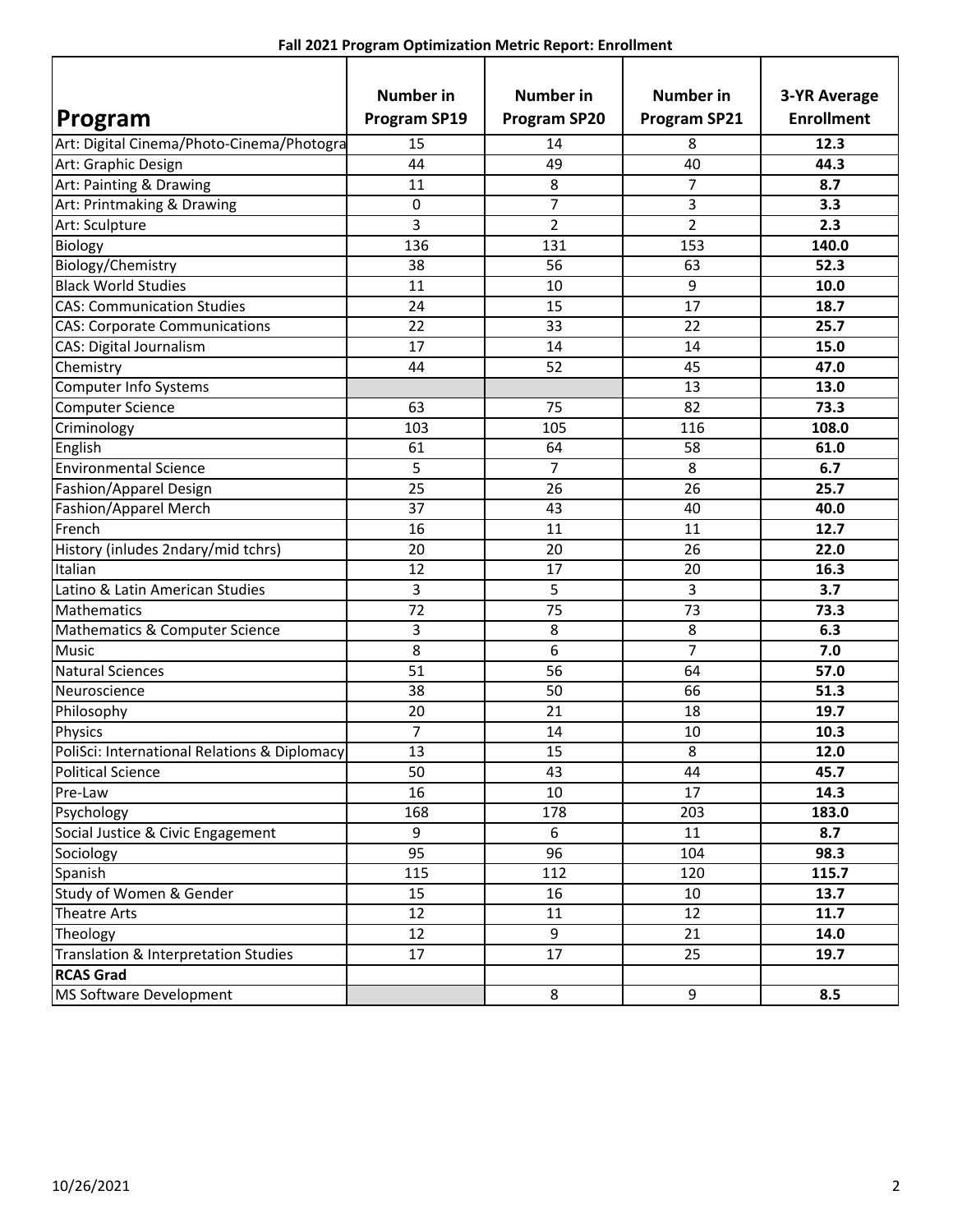**Fall 2021 Program Optimization Metric Report: Enrollment**

| Program | Number in Program SP19 | Number in Program SP20 | Number in Program SP21 | 3-YR Average Enrollment |
|---|---|---|---|---|
| Art: Digital Cinema/Photo-Cinema/Photogra | 15 | 14 | 8 | **12.3** |
| Art: Graphic Design | 44 | 49 | 40 | **44.3** |
| Art: Painting & Drawing | 11 | 8 | 7 | **8.7** |
| Art: Printmaking & Drawing | 0 | 7 | 3 | **3.3** |
| Art: Sculpture | 3 | 2 | 2 | **2.3** |
| Biology | 136 | 131 | 153 | **140.0** |
| Biology/Chemistry | 38 | 56 | 63 | **52.3** |
| Black World Studies | 11 | 10 | 9 | **10.0** |
| CAS: Communication Studies | 24 | 15 | 17 | **18.7** |
| CAS: Corporate Communications | 22 | 33 | 22 | **25.7** |
| CAS: Digital Journalism | 17 | 14 | 14 | **15.0** |
| Chemistry | 44 | 52 | 45 | **47.0** |
| Computer Info Systems | | | 13 | **13.0** |
| Computer Science | 63 | 75 | 82 | **73.3** |
| Criminology | 103 | 105 | 116 | **108.0** |
| English | 61 | 64 | 58 | **61.0** |
| Environmental Science | 5 | 7 | 8 | **6.7** |
| Fashion/Apparel Design | 25 | 26 | 26 | **25.7** |
| Fashion/Apparel Merch | 37 | 43 | 40 | **40.0** |
| French | 16 | 11 | 11 | **12.7** |
| History (inludes 2ndary/mid tchrs) | 20 | 20 | 26 | **22.0** |
| Italian | 12 | 17 | 20 | **16.3** |
| Latino & Latin American Studies | 3 | 5 | 3 | **3.7** |
| Mathematics | 72 | 75 | 73 | **73.3** |
| Mathematics & Computer Science | 3 | 8 | 8 | **6.3** |
| Music | 8 | 6 | 7 | **7.0** |
| Natural Sciences | 51 | 56 | 64 | **57.0** |
| Neuroscience | 38 | 50 | 66 | **51.3** |
| Philosophy | 20 | 21 | 18 | **19.7** |
| Physics | 7 | 14 | 10 | **10.3** |
| PoliSci: International Relations & Diplomacy | 13 | 15 | 8 | **12.0** |
| Political Science | 50 | 43 | 44 | **45.7** |
| Pre-Law | 16 | 10 | 17 | **14.3** |
| Psychology | 168 | 178 | 203 | **183.0** |
| Social Justice & Civic Engagement | 9 | 6 | 11 | **8.7** |
| Sociology | 95 | 96 | 104 | **98.3** |
| Spanish | 115 | 112 | 120 | **115.7** |
| Study of Women & Gender | 15 | 16 | 10 | **13.7** |
| Theatre Arts | 12 | 11 | 12 | **11.7** |
| Theology | 12 | 9 | 21 | **14.0** |
| Translation & Interpretation Studies | 17 | 17 | 25 | **19.7** |
| **RCAS Grad** | | | | |
| MS Software Development | | 8 | 9 | **8.5** |

10/26/2021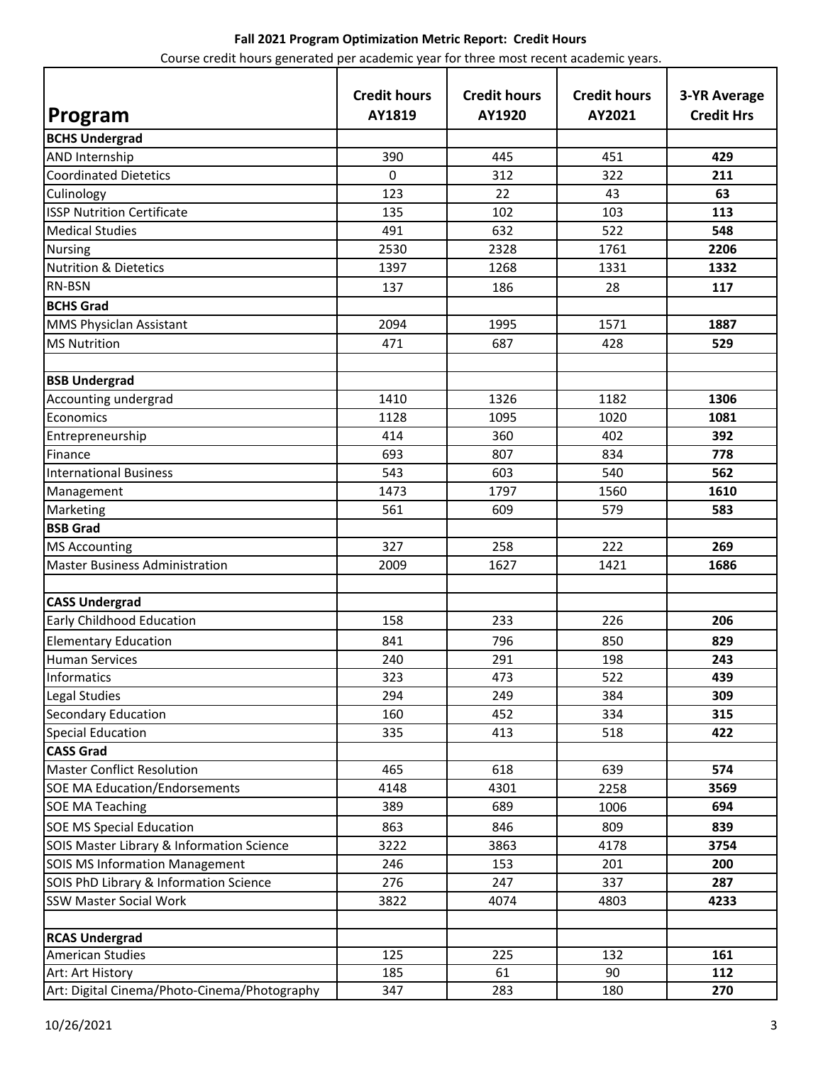**Fall 2021 Program Optimization Metric Report: Credit Hours**

Course credit hours generated per academic year for three most recent academic years.

| Program | Credit hours AY1819 | Credit hours AY1920 | Credit hours AY2021 | 3-YR Average Credit Hrs |
|---|---|---|---|---|
| **BCHS Undergrad** | | | | |
| AND Internship | 390 | 445 | 451 | **429** |
| Coordinated Dietetics | 0 | 312 | 322 | **211** |
| Culinology | 123 | 22 | 43 | **63** |
| ISSP Nutrition Certificate | 135 | 102 | 103 | **113** |
| Medical Studies | 491 | 632 | 522 | **548** |
| Nursing | 2530 | 2328 | 1761 | **2206** |
| Nutrition & Dietetics | 1397 | 1268 | 1331 | **1332** |
| RN-BSN | 137 | 186 | 28 | **117** |
| **BCHS Grad** | | | | |
| MMS Physiclan Assistant | 2094 | 1995 | 1571 | **1887** |
| MS Nutrition | 471 | 687 | 428 | **529** |
| | | | | |
| **BSB Undergrad** | | | | |
| Accounting undergrad | 1410 | 1326 | 1182 | **1306** |
| Economics | 1128 | 1095 | 1020 | **1081** |
| Entrepreneurship | 414 | 360 | 402 | **392** |
| Finance | 693 | 807 | 834 | **778** |
| International Business | 543 | 603 | 540 | **562** |
| Management | 1473 | 1797 | 1560 | **1610** |
| Marketing | 561 | 609 | 579 | **583** |
| **BSB Grad** | | | | |
| MS Accounting | 327 | 258 | 222 | **269** |
| Master Business Administration | 2009 | 1627 | 1421 | **1686** |
| | | | | |
| **CASS Undergrad** | | | | |
| Early Childhood Education | 158 | 233 | 226 | **206** |
| Elementary Education | 841 | 796 | 850 | **829** |
| Human Services | 240 | 291 | 198 | **243** |
| Informatics | 323 | 473 | 522 | **439** |
| Legal Studies | 294 | 249 | 384 | **309** |
| Secondary Education | 160 | 452 | 334 | **315** |
| Special Education | 335 | 413 | 518 | **422** |
| **CASS Grad** | | | | |
| Master Conflict Resolution | 465 | 618 | 639 | **574** |
| SOE MA Education/Endorsements | 4148 | 4301 | 2258 | **3569** |
| SOE MA Teaching | 389 | 689 | 1006 | **694** |
| SOE MS Special Education | 863 | 846 | 809 | **839** |
| SOIS Master Library & Information Science | 3222 | 3863 | 4178 | **3754** |
| SOIS MS Information Management | 246 | 153 | 201 | **200** |
| SOIS PhD Library & Information Science | 276 | 247 | 337 | **287** |
| SSW Master Social Work | 3822 | 4074 | 4803 | **4233** |
| | | | | |
| **RCAS Undergrad** | | | | |
| American Studies | 125 | 225 | 132 | **161** |
| Art: Art History | 185 | 61 | 90 | **112** |
| Art: Digital Cinema/Photo-Cinema/Photography | 347 | 283 | 180 | **270** |

10/26/2021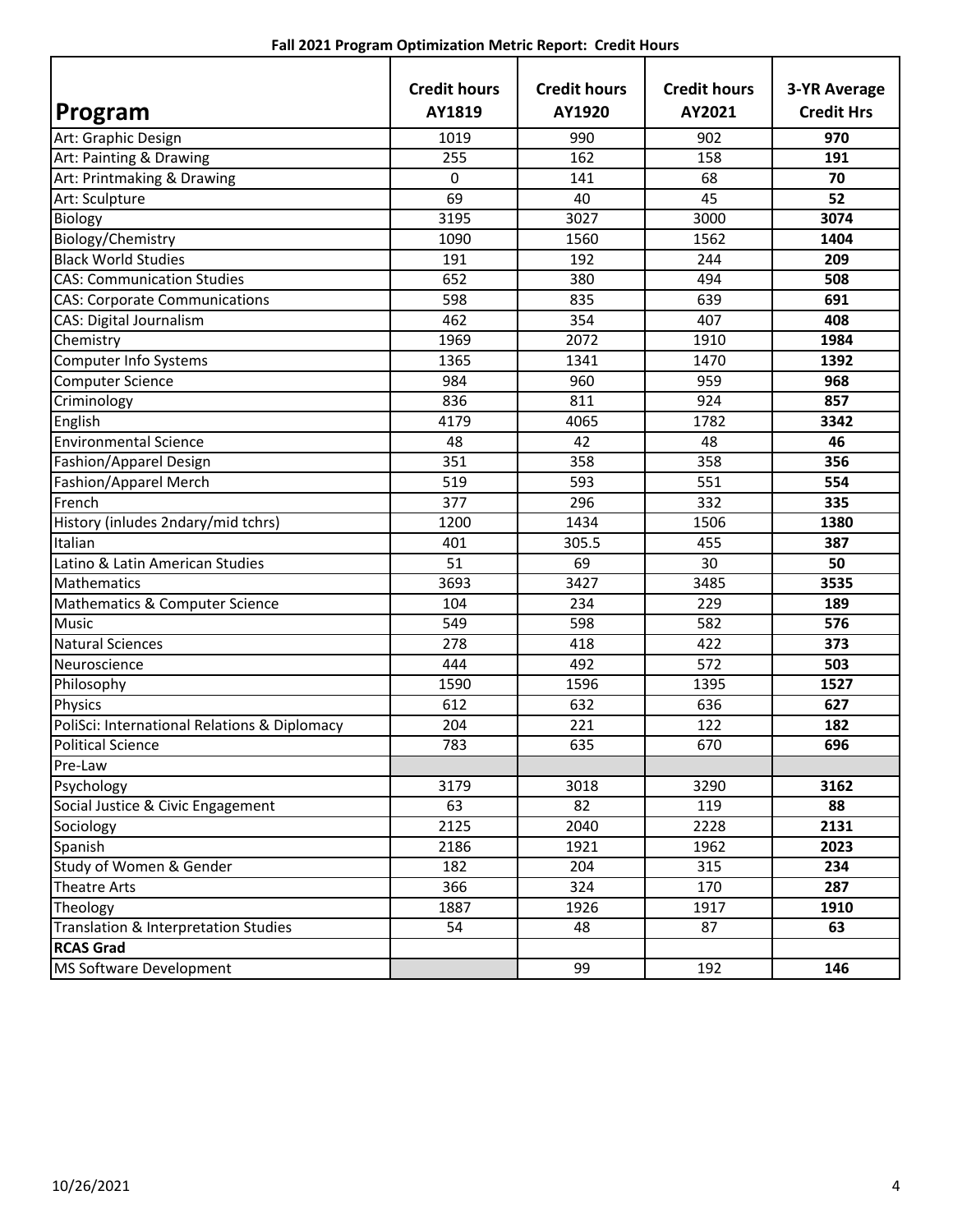**Fall 2021 Program Optimization Metric Report: Credit Hours**

| Program | Credit hours AY1819 | Credit hours AY1920 | Credit hours AY2021 | 3-YR Average Credit Hrs |
|---|---|---|---|---|
| Art: Graphic Design | 1019 | 990 | 902 | **970** |
| Art: Painting & Drawing | 255 | 162 | 158 | **191** |
| Art: Printmaking & Drawing | 0 | 141 | 68 | **70** |
| Art: Sculpture | 69 | 40 | 45 | **52** |
| Biology | 3195 | 3027 | 3000 | **3074** |
| Biology/Chemistry | 1090 | 1560 | 1562 | **1404** |
| Black World Studies | 191 | 192 | 244 | **209** |
| CAS: Communication Studies | 652 | 380 | 494 | **508** |
| CAS: Corporate Communications | 598 | 835 | 639 | **691** |
| CAS: Digital Journalism | 462 | 354 | 407 | **408** |
| Chemistry | 1969 | 2072 | 1910 | **1984** |
| Computer Info Systems | 1365 | 1341 | 1470 | **1392** |
| Computer Science | 984 | 960 | 959 | **968** |
| Criminology | 836 | 811 | 924 | **857** |
| English | 4179 | 4065 | 1782 | **3342** |
| Environmental Science | 48 | 42 | 48 | **46** |
| Fashion/Apparel Design | 351 | 358 | 358 | **356** |
| Fashion/Apparel Merch | 519 | 593 | 551 | **554** |
| French | 377 | 296 | 332 | **335** |
| History (inludes 2ndary/mid tchrs) | 1200 | 1434 | 1506 | **1380** |
| Italian | 401 | 305.5 | 455 | **387** |
| Latino & Latin American Studies | 51 | 69 | 30 | **50** |
| Mathematics | 3693 | 3427 | 3485 | **3535** |
| Mathematics & Computer Science | 104 | 234 | 229 | **189** |
| Music | 549 | 598 | 582 | **576** |
| Natural Sciences | 278 | 418 | 422 | **373** |
| Neuroscience | 444 | 492 | 572 | **503** |
| Philosophy | 1590 | 1596 | 1395 | **1527** |
| Physics | 612 | 632 | 636 | **627** |
| PoliSci: International Relations & Diplomacy | 204 | 221 | 122 | **182** |
| Political Science | 783 | 635 | 670 | **696** |
| Pre-Law | | | | |
| Psychology | 3179 | 3018 | 3290 | **3162** |
| Social Justice & Civic Engagement | 63 | 82 | 119 | **88** |
| Sociology | 2125 | 2040 | 2228 | **2131** |
| Spanish | 2186 | 1921 | 1962 | **2023** |
| Study of Women & Gender | 182 | 204 | 315 | **234** |
| Theatre Arts | 366 | 324 | 170 | **287** |
| Theology | 1887 | 1926 | 1917 | **1910** |
| Translation & Interpretation Studies | 54 | 48 | 87 | **63** |
| **RCAS Grad** | | | | |
| MS Software Development | | 99 | 192 | **146** |

10/26/2021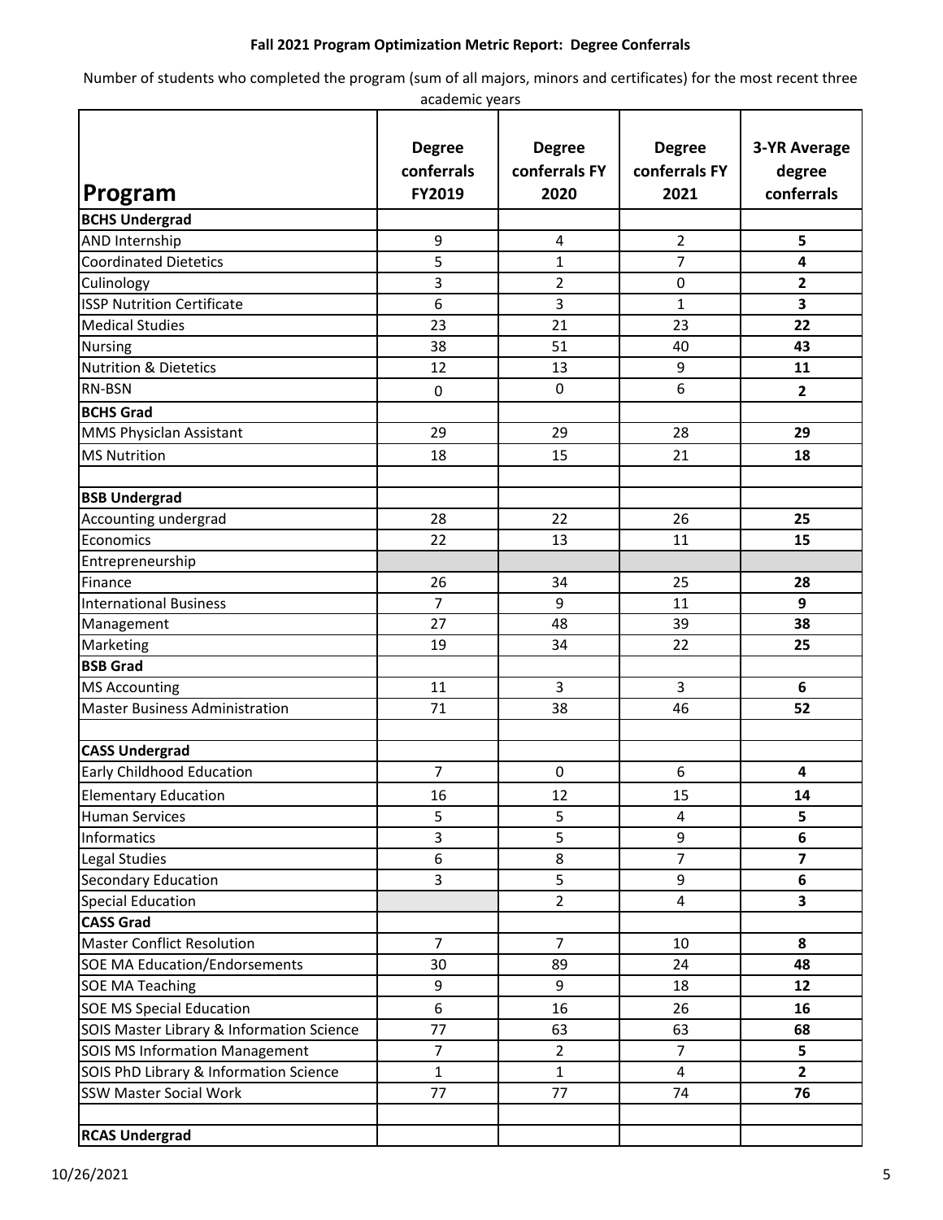**Fall 2021 Program Optimization Metric Report: Degree Conferrals**

Number of students who completed the program (sum of all majors, minors and certificates) for the most recent three academic years

| Program | Degree conferrals FY2019 | Degree conferrals FY 2020 | Degree conferrals FY 2021 | 3-YR Average degree conferrals |
|---|---|---|---|---|
| **BCHS Undergrad** | | | | |
| AND Internship | 9 | 4 | 2 | **5** |
| Coordinated Dietetics | 5 | 1 | 7 | **4** |
| Culinology | 3 | 2 | 0 | **2** |
| ISSP Nutrition Certificate | 6 | 3 | 1 | **3** |
| Medical Studies | 23 | 21 | 23 | **22** |
| Nursing | 38 | 51 | 40 | **43** |
| Nutrition & Dietetics | 12 | 13 | 9 | **11** |
| RN-BSN | 0 | 0 | 6 | **2** |
| **BCHS Grad** | | | | |
| MMS Physiclan Assistant | 29 | 29 | 28 | **29** |
| MS Nutrition | 18 | 15 | 21 | **18** |
| | | | | |
| **BSB Undergrad** | | | | |
| Accounting undergrad | 28 | 22 | 26 | **25** |
| Economics | 22 | 13 | 11 | **15** |
| Entrepreneurship | | | | |
| Finance | 26 | 34 | 25 | **28** |
| International Business | 7 | 9 | 11 | **9** |
| Management | 27 | 48 | 39 | **38** |
| Marketing | 19 | 34 | 22 | **25** |
| **BSB Grad** | | | | |
| MS Accounting | 11 | 3 | 3 | **6** |
| Master Business Administration | 71 | 38 | 46 | **52** |
| | | | | |
| **CASS Undergrad** | | | | |
| Early Childhood Education | 7 | 0 | 6 | **4** |
| Elementary Education | 16 | 12 | 15 | **14** |
| Human Services | 5 | 5 | 4 | **5** |
| Informatics | 3 | 5 | 9 | **6** |
| Legal Studies | 6 | 8 | 7 | **7** |
| Secondary Education | 3 | 5 | 9 | **6** |
| Special Education | | 2 | 4 | **3** |
| **CASS Grad** | | | | |
| Master Conflict Resolution | 7 | 7 | 10 | **8** |
| SOE MA Education/Endorsements | 30 | 89 | 24 | **48** |
| SOE MA Teaching | 9 | 9 | 18 | **12** |
| SOE MS Special Education | 6 | 16 | 26 | **16** |
| SOIS Master Library & Information Science | 77 | 63 | 63 | **68** |
| SOIS MS Information Management | 7 | 2 | 7 | **5** |
| SOIS PhD Library & Information Science | 1 | 1 | 4 | **2** |
| SSW Master Social Work | 77 | 77 | 74 | **76** |
| | | | | |
| **RCAS Undergrad** | | | | |

10/26/2021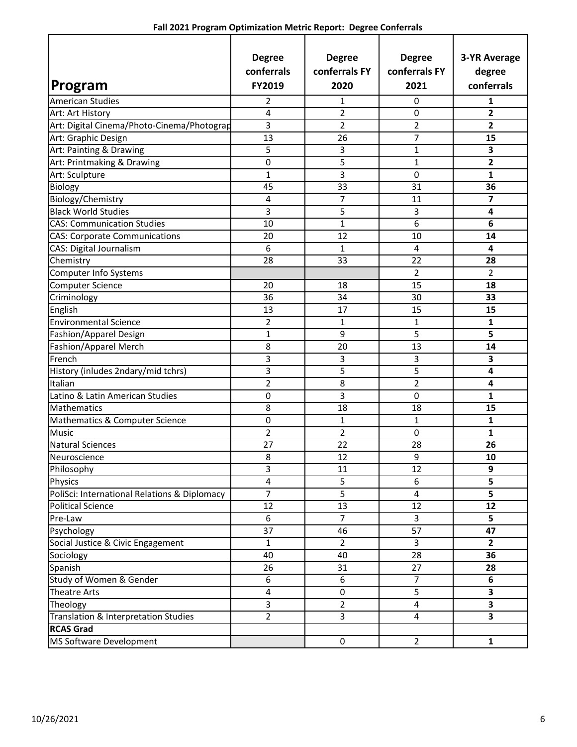**Fall 2021 Program Optimization Metric Report: Degree Conferrals**

| Program | Degree conferrals FY2019 | Degree conferrals FY 2020 | Degree conferrals FY 2021 | 3-YR Average degree conferrals |
|---|---|---|---|---|
| American Studies | 2 | 1 | 0 | **1** |
| Art: Art History | 4 | 2 | 0 | **2** |
| Art: Digital Cinema/Photo-Cinema/Photograp | 3 | 2 | 2 | **2** |
| Art: Graphic Design | 13 | 26 | 7 | **15** |
| Art: Painting & Drawing | 5 | 3 | 1 | **3** |
| Art: Printmaking & Drawing | 0 | 5 | 1 | **2** |
| Art: Sculpture | 1 | 3 | 0 | **1** |
| Biology | 45 | 33 | 31 | **36** |
| Biology/Chemistry | 4 | 7 | 11 | **7** |
| Black World Studies | 3 | 5 | 3 | **4** |
| CAS: Communication Studies | 10 | 1 | 6 | **6** |
| CAS: Corporate Communications | 20 | 12 | 10 | **14** |
| CAS: Digital Journalism | 6 | 1 | 4 | **4** |
| Chemistry | 28 | 33 | 22 | **28** |
| Computer Info Systems | | | 2 | 2 |
| Computer Science | 20 | 18 | 15 | **18** |
| Criminology | 36 | 34 | 30 | **33** |
| English | 13 | 17 | 15 | **15** |
| Environmental Science | 2 | 1 | 1 | **1** |
| Fashion/Apparel Design | 1 | 9 | 5 | **5** |
| Fashion/Apparel Merch | 8 | 20 | 13 | **14** |
| French | 3 | 3 | 3 | **3** |
| History (inludes 2ndary/mid tchrs) | 3 | 5 | 5 | **4** |
| Italian | 2 | 8 | 2 | **4** |
| Latino & Latin American Studies | 0 | 3 | 0 | **1** |
| Mathematics | 8 | 18 | 18 | **15** |
| Mathematics & Computer Science | 0 | 1 | 1 | **1** |
| Music | 2 | 2 | 0 | **1** |
| Natural Sciences | 27 | 22 | 28 | **26** |
| Neuroscience | 8 | 12 | 9 | **10** |
| Philosophy | 3 | 11 | 12 | **9** |
| Physics | 4 | 5 | 6 | **5** |
| PoliSci: International Relations & Diplomacy | 7 | 5 | 4 | **5** |
| Political Science | 12 | 13 | 12 | **12** |
| Pre-Law | 6 | 7 | 3 | **5** |
| Psychology | 37 | 46 | 57 | **47** |
| Social Justice & Civic Engagement | 1 | 2 | 3 | **2** |
| Sociology | 40 | 40 | 28 | **36** |
| Spanish | 26 | 31 | 27 | **28** |
| Study of Women & Gender | 6 | 6 | 7 | **6** |
| Theatre Arts | 4 | 0 | 5 | **3** |
| Theology | 3 | 2 | 4 | **3** |
| Translation & Interpretation Studies | 2 | 3 | 4 | **3** |
| **RCAS Grad** | | | | |
| MS Software Development | | 0 | 2 | **1** |

10/26/2021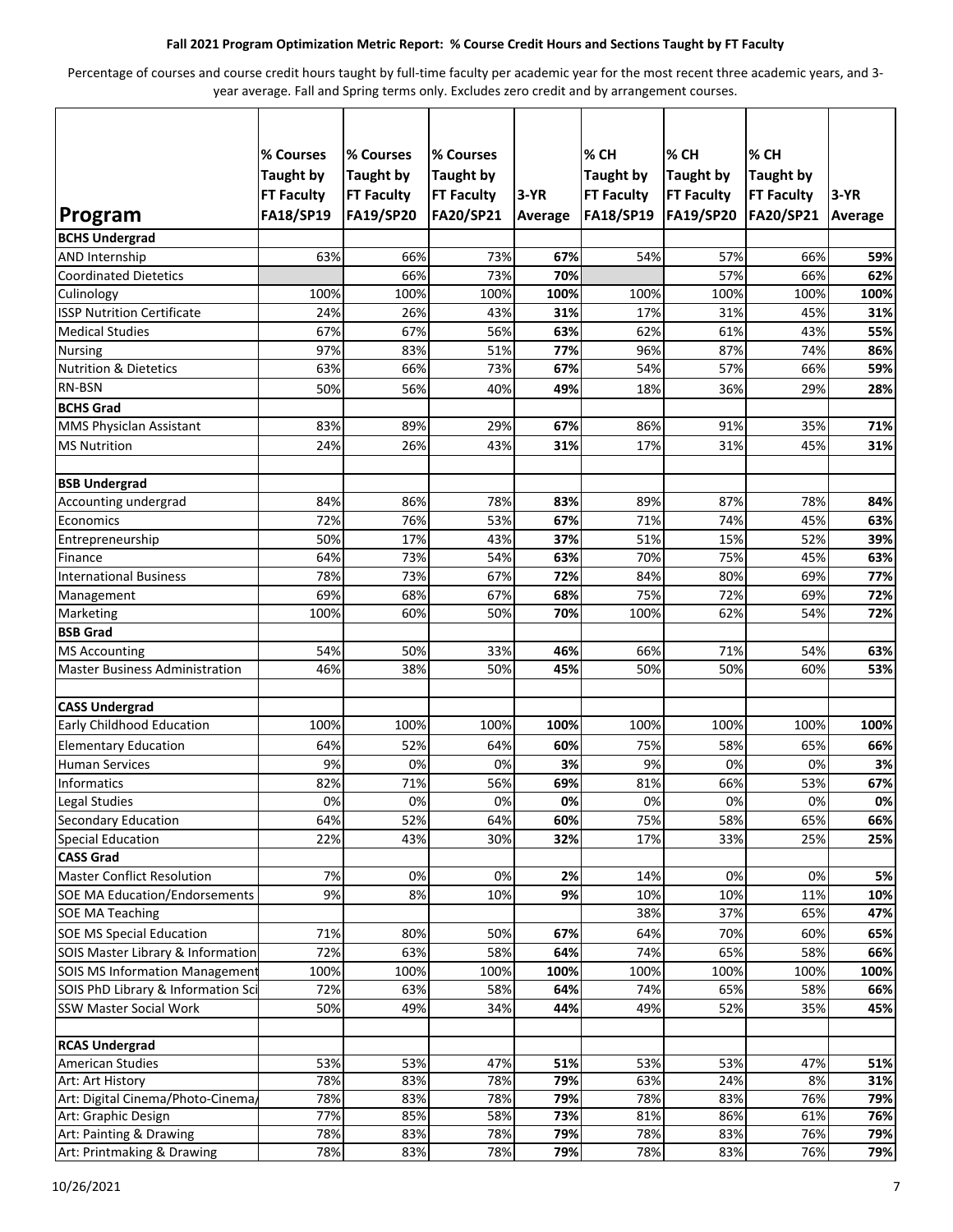**Fall 2021 Program Optimization Metric Report: % Course Credit Hours and Sections Taught by FT Faculty**

Percentage of courses and course credit hours taught by full-time faculty per academic year for the most recent three academic years, and 3-year average. Fall and Spring terms only. Excludes zero credit and by arrangement courses.

| Program | % Courses Taught by FT Faculty FA18/SP19 | % Courses Taught by FT Faculty FA19/SP20 | % Courses Taught by FT Faculty FA20/SP21 | 3-YR Average | % CH Taught by FT Faculty FA18/SP19 | % CH Taught by FT Faculty FA19/SP20 | % CH Taught by FT Faculty FA20/SP21 | 3-YR Average |
|---|---|---|---|---|---|---|---|---|
| **BCHS Undergrad** | | | | | | | | |
| AND Internship | 63% | 66% | 73% | **67%** | 54% | 57% | 66% | **59%** |
| Coordinated Dietetics | | 66% | 73% | **70%** | | 57% | 66% | **62%** |
| Culinology | 100% | 100% | 100% | **100%** | 100% | 100% | 100% | **100%** |
| ISSP Nutrition Certificate | 24% | 26% | 43% | **31%** | 17% | 31% | 45% | **31%** |
| Medical Studies | 67% | 67% | 56% | **63%** | 62% | 61% | 43% | **55%** |
| Nursing | 97% | 83% | 51% | **77%** | 96% | 87% | 74% | **86%** |
| Nutrition & Dietetics | 63% | 66% | 73% | **67%** | 54% | 57% | 66% | **59%** |
| RN-BSN | 50% | 56% | 40% | **49%** | 18% | 36% | 29% | **28%** |
| **BCHS Grad** | | | | | | | | |
| MMS Physiclan Assistant | 83% | 89% | 29% | **67%** | 86% | 91% | 35% | **71%** |
| MS Nutrition | 24% | 26% | 43% | **31%** | 17% | 31% | 45% | **31%** |
| | | | | | | | | |
| **BSB Undergrad** | | | | | | | | |
| Accounting undergrad | 84% | 86% | 78% | **83%** | 89% | 87% | 78% | **84%** |
| Economics | 72% | 76% | 53% | **67%** | 71% | 74% | 45% | **63%** |
| Entrepreneurship | 50% | 17% | 43% | **37%** | 51% | 15% | 52% | **39%** |
| Finance | 64% | 73% | 54% | **63%** | 70% | 75% | 45% | **63%** |
| International Business | 78% | 73% | 67% | **72%** | 84% | 80% | 69% | **77%** |
| Management | 69% | 68% | 67% | **68%** | 75% | 72% | 69% | **72%** |
| Marketing | 100% | 60% | 50% | **70%** | 100% | 62% | 54% | **72%** |
| **BSB Grad** | | | | | | | | |
| MS Accounting | 54% | 50% | 33% | **46%** | 66% | 71% | 54% | **63%** |
| Master Business Administration | 46% | 38% | 50% | **45%** | 50% | 50% | 60% | **53%** |
| | | | | | | | | |
| **CASS Undergrad** | | | | | | | | |
| Early Childhood Education | 100% | 100% | 100% | **100%** | 100% | 100% | 100% | **100%** |
| Elementary Education | 64% | 52% | 64% | **60%** | 75% | 58% | 65% | **66%** |
| Human Services | 9% | 0% | 0% | **3%** | 9% | 0% | 0% | **3%** |
| Informatics | 82% | 71% | 56% | **69%** | 81% | 66% | 53% | **67%** |
| Legal Studies | 0% | 0% | 0% | **0%** | 0% | 0% | 0% | **0%** |
| Secondary Education | 64% | 52% | 64% | **60%** | 75% | 58% | 65% | **66%** |
| Special Education | 22% | 43% | 30% | **32%** | 17% | 33% | 25% | **25%** |
| **CASS Grad** | | | | | | | | |
| Master Conflict Resolution | 7% | 0% | 0% | **2%** | 14% | 0% | 0% | **5%** |
| SOE MA Education/Endorsements | 9% | 8% | 10% | **9%** | 10% | 10% | 11% | **10%** |
| SOE MA Teaching | | | | | 38% | 37% | 65% | **47%** |
| SOE MS Special Education | 71% | 80% | 50% | **67%** | 64% | 70% | 60% | **65%** |
| SOIS Master Library & Information | 72% | 63% | 58% | **64%** | 74% | 65% | 58% | **66%** |
| SOIS MS Information Management | 100% | 100% | 100% | **100%** | 100% | 100% | 100% | **100%** |
| SOIS PhD Library & Information Sci | 72% | 63% | 58% | **64%** | 74% | 65% | 58% | **66%** |
| SSW Master Social Work | 50% | 49% | 34% | **44%** | 49% | 52% | 35% | **45%** |
| | | | | | | | | |
| **RCAS Undergrad** | | | | | | | | |
| American Studies | 53% | 53% | 47% | **51%** | 53% | 53% | 47% | **51%** |
| Art: Art History | 78% | 83% | 78% | **79%** | 63% | 24% | 8% | **31%** |
| Art: Digital Cinema/Photo-Cinema/ | 78% | 83% | 78% | **79%** | 78% | 83% | 76% | **79%** |
| Art: Graphic Design | 77% | 85% | 58% | **73%** | 81% | 86% | 61% | **76%** |
| Art: Painting & Drawing | 78% | 83% | 78% | **79%** | 78% | 83% | 76% | **79%** |
| Art: Printmaking & Drawing | 78% | 83% | 78% | **79%** | 78% | 83% | 76% | **79%** |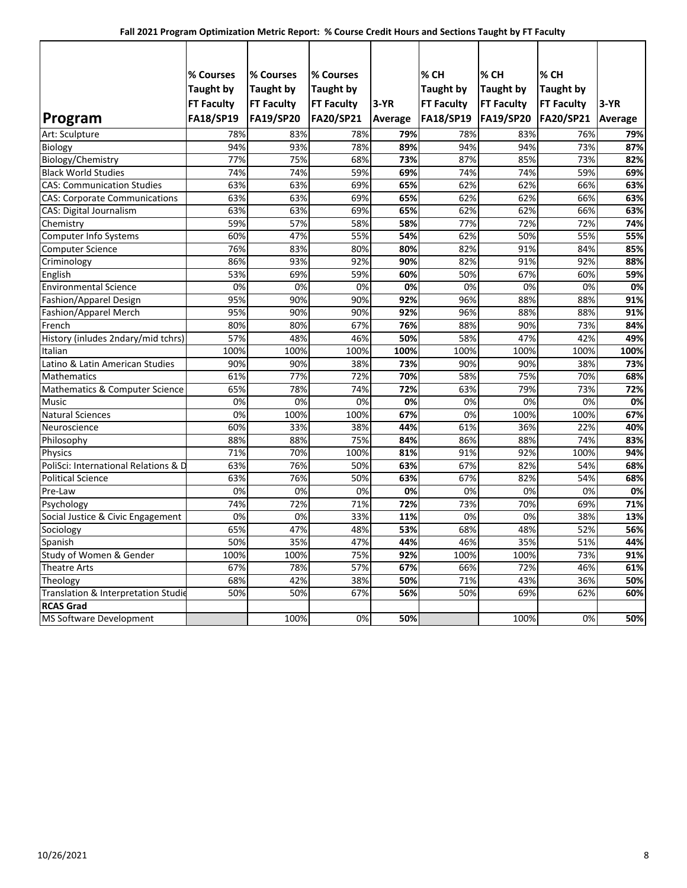**Fall 2021 Program Optimization Metric Report: % Course Credit Hours and Sections Taught by FT Faculty**

| Program | % Courses Taught by FT Faculty FA18/SP19 | % Courses Taught by FT Faculty FA19/SP20 | % Courses Taught by FT Faculty FA20/SP21 | 3-YR Average | % CH Taught by FT Faculty FA18/SP19 | % CH Taught by FT Faculty FA19/SP20 | % CH Taught by FT Faculty FA20/SP21 | 3-YR Average |
|---|---|---|---|---|---|---|---|---|
| Art: Sculpture | 78% | 83% | 78% | **79%** | 78% | 83% | 76% | **79%** |
| Biology | 94% | 93% | 78% | **89%** | 94% | 94% | 73% | **87%** |
| Biology/Chemistry | 77% | 75% | 68% | **73%** | 87% | 85% | 73% | **82%** |
| Black World Studies | 74% | 74% | 59% | **69%** | 74% | 74% | 59% | **69%** |
| CAS: Communication Studies | 63% | 63% | 69% | **65%** | 62% | 62% | 66% | **63%** |
| CAS: Corporate Communications | 63% | 63% | 69% | **65%** | 62% | 62% | 66% | **63%** |
| CAS: Digital Journalism | 63% | 63% | 69% | **65%** | 62% | 62% | 66% | **63%** |
| Chemistry | 59% | 57% | 58% | **58%** | 77% | 72% | 72% | **74%** |
| Computer Info Systems | 60% | 47% | 55% | **54%** | 62% | 50% | 55% | **55%** |
| Computer Science | 76% | 83% | 80% | **80%** | 82% | 91% | 84% | **85%** |
| Criminology | 86% | 93% | 92% | **90%** | 82% | 91% | 92% | **88%** |
| English | 53% | 69% | 59% | **60%** | 50% | 67% | 60% | **59%** |
| Environmental Science | 0% | 0% | 0% | **0%** | 0% | 0% | 0% | **0%** |
| Fashion/Apparel Design | 95% | 90% | 90% | **92%** | 96% | 88% | 88% | **91%** |
| Fashion/Apparel Merch | 95% | 90% | 90% | **92%** | 96% | 88% | 88% | **91%** |
| French | 80% | 80% | 67% | **76%** | 88% | 90% | 73% | **84%** |
| History (inludes 2ndary/mid tchrs) | 57% | 48% | 46% | **50%** | 58% | 47% | 42% | **49%** |
| Italian | 100% | 100% | 100% | **100%** | 100% | 100% | 100% | **100%** |
| Latino & Latin American Studies | 90% | 90% | 38% | **73%** | 90% | 90% | 38% | **73%** |
| Mathematics | 61% | 77% | 72% | **70%** | 58% | 75% | 70% | **68%** |
| Mathematics & Computer Science | 65% | 78% | 74% | **72%** | 63% | 79% | 73% | **72%** |
| Music | 0% | 0% | 0% | **0%** | 0% | 0% | 0% | **0%** |
| Natural Sciences | 0% | 100% | 100% | **67%** | 0% | 100% | 100% | **67%** |
| Neuroscience | 60% | 33% | 38% | **44%** | 61% | 36% | 22% | **40%** |
| Philosophy | 88% | 88% | 75% | **84%** | 86% | 88% | 74% | **83%** |
| Physics | 71% | 70% | 100% | **81%** | 91% | 92% | 100% | **94%** |
| PoliSci: International Relations & D | 63% | 76% | 50% | **63%** | 67% | 82% | 54% | **68%** |
| Political Science | 63% | 76% | 50% | **63%** | 67% | 82% | 54% | **68%** |
| Pre-Law | 0% | 0% | 0% | **0%** | 0% | 0% | 0% | **0%** |
| Psychology | 74% | 72% | 71% | **72%** | 73% | 70% | 69% | **71%** |
| Social Justice & Civic Engagement | 0% | 0% | 33% | **11%** | 0% | 0% | 38% | **13%** |
| Sociology | 65% | 47% | 48% | **53%** | 68% | 48% | 52% | **56%** |
| Spanish | 50% | 35% | 47% | **44%** | 46% | 35% | 51% | **44%** |
| Study of Women & Gender | 100% | 100% | 75% | **92%** | 100% | 100% | 73% | **91%** |
| Theatre Arts | 67% | 78% | 57% | **67%** | 66% | 72% | 46% | **61%** |
| Theology | 68% | 42% | 38% | **50%** | 71% | 43% | 36% | **50%** |
| Translation & Interpretation Studie | 50% | 50% | 67% | **56%** | 50% | 69% | 62% | **60%** |
| **RCAS Grad** | | | | | | | | |
| MS Software Development | | 100% | 0% | **50%** | | 100% | 0% | **50%** |

10/26/2021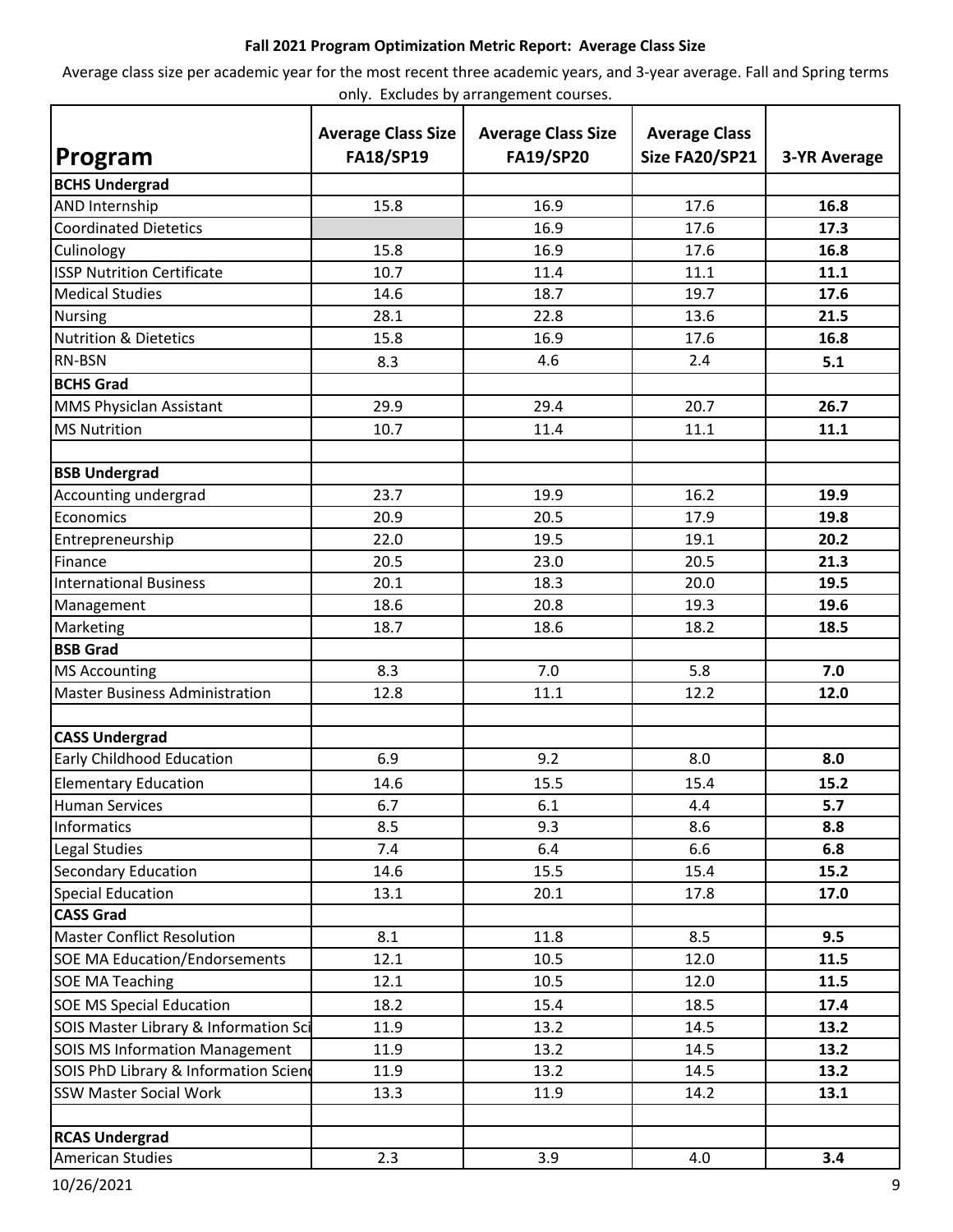**Fall 2021 Program Optimization Metric Report: Average Class Size**

Average class size per academic year for the most recent three academic years, and 3-year average. Fall and Spring terms only. Excludes by arrangement courses.

| Program | Average Class Size FA18/SP19 | Average Class Size FA19/SP20 | Average Class Size FA20/SP21 | 3-YR Average |
|---|---|---|---|---|
| **BCHS Undergrad** | | | | |
| AND Internship | 15.8 | 16.9 | 17.6 | **16.8** |
| Coordinated Dietetics | | 16.9 | 17.6 | **17.3** |
| Culinology | 15.8 | 16.9 | 17.6 | **16.8** |
| ISSP Nutrition Certificate | 10.7 | 11.4 | 11.1 | **11.1** |
| Medical Studies | 14.6 | 18.7 | 19.7 | **17.6** |
| Nursing | 28.1 | 22.8 | 13.6 | **21.5** |
| Nutrition & Dietetics | 15.8 | 16.9 | 17.6 | **16.8** |
| RN-BSN | 8.3 | 4.6 | 2.4 | **5.1** |
| **BCHS Grad** | | | | |
| MMS Physiclan Assistant | 29.9 | 29.4 | 20.7 | **26.7** |
| MS Nutrition | 10.7 | 11.4 | 11.1 | **11.1** |
| | | | | |
| **BSB Undergrad** | | | | |
| Accounting undergrad | 23.7 | 19.9 | 16.2 | **19.9** |
| Economics | 20.9 | 20.5 | 17.9 | **19.8** |
| Entrepreneurship | 22.0 | 19.5 | 19.1 | **20.2** |
| Finance | 20.5 | 23.0 | 20.5 | **21.3** |
| International Business | 20.1 | 18.3 | 20.0 | **19.5** |
| Management | 18.6 | 20.8 | 19.3 | **19.6** |
| Marketing | 18.7 | 18.6 | 18.2 | **18.5** |
| **BSB Grad** | | | | |
| MS Accounting | 8.3 | 7.0 | 5.8 | **7.0** |
| Master Business Administration | 12.8 | 11.1 | 12.2 | **12.0** |
| | | | | |
| **CASS Undergrad** | | | | |
| Early Childhood Education | 6.9 | 9.2 | 8.0 | **8.0** |
| Elementary Education | 14.6 | 15.5 | 15.4 | **15.2** |
| Human Services | 6.7 | 6.1 | 4.4 | **5.7** |
| Informatics | 8.5 | 9.3 | 8.6 | **8.8** |
| Legal Studies | 7.4 | 6.4 | 6.6 | **6.8** |
| Secondary Education | 14.6 | 15.5 | 15.4 | **15.2** |
| Special Education | 13.1 | 20.1 | 17.8 | **17.0** |
| **CASS Grad** | | | | |
| Master Conflict Resolution | 8.1 | 11.8 | 8.5 | **9.5** |
| SOE MA Education/Endorsements | 12.1 | 10.5 | 12.0 | **11.5** |
| SOE MA Teaching | 12.1 | 10.5 | 12.0 | **11.5** |
| SOE MS Special Education | 18.2 | 15.4 | 18.5 | **17.4** |
| SOIS Master Library & Information Sci | 11.9 | 13.2 | 14.5 | **13.2** |
| SOIS MS Information Management | 11.9 | 13.2 | 14.5 | **13.2** |
| SOIS PhD Library & Information Scienc | 11.9 | 13.2 | 14.5 | **13.2** |
| SSW Master Social Work | 13.3 | 11.9 | 14.2 | **13.1** |
| | | | | |
| **RCAS Undergrad** | | | | |
| American Studies | 2.3 | 3.9 | 4.0 | **3.4** |

10/26/2021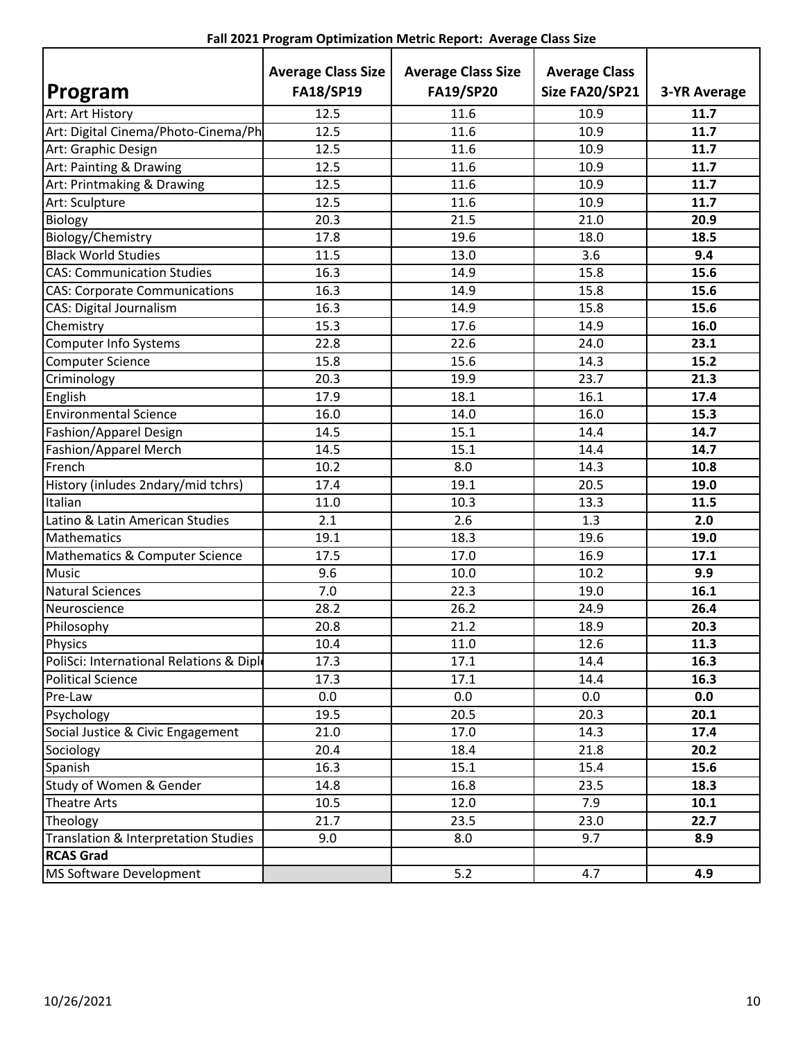**Fall 2021 Program Optimization Metric Report: Average Class Size**

| Program | Average Class Size FA18/SP19 | Average Class Size FA19/SP20 | Average Class Size FA20/SP21 | 3-YR Average |
|---|---|---|---|---|
| Art: Art History | 12.5 | 11.6 | 10.9 | **11.7** |
| Art: Digital Cinema/Photo-Cinema/Ph | 12.5 | 11.6 | 10.9 | **11.7** |
| Art: Graphic Design | 12.5 | 11.6 | 10.9 | **11.7** |
| Art: Painting & Drawing | 12.5 | 11.6 | 10.9 | **11.7** |
| Art: Printmaking & Drawing | 12.5 | 11.6 | 10.9 | **11.7** |
| Art: Sculpture | 12.5 | 11.6 | 10.9 | **11.7** |
| Biology | 20.3 | 21.5 | 21.0 | **20.9** |
| Biology/Chemistry | 17.8 | 19.6 | 18.0 | **18.5** |
| Black World Studies | 11.5 | 13.0 | 3.6 | **9.4** |
| CAS: Communication Studies | 16.3 | 14.9 | 15.8 | **15.6** |
| CAS: Corporate Communications | 16.3 | 14.9 | 15.8 | **15.6** |
| CAS: Digital Journalism | 16.3 | 14.9 | 15.8 | **15.6** |
| Chemistry | 15.3 | 17.6 | 14.9 | **16.0** |
| Computer Info Systems | 22.8 | 22.6 | 24.0 | **23.1** |
| Computer Science | 15.8 | 15.6 | 14.3 | **15.2** |
| Criminology | 20.3 | 19.9 | 23.7 | **21.3** |
| English | 17.9 | 18.1 | 16.1 | **17.4** |
| Environmental Science | 16.0 | 14.0 | 16.0 | **15.3** |
| Fashion/Apparel Design | 14.5 | 15.1 | 14.4 | **14.7** |
| Fashion/Apparel Merch | 14.5 | 15.1 | 14.4 | **14.7** |
| French | 10.2 | 8.0 | 14.3 | **10.8** |
| History (inludes 2ndary/mid tchrs) | 17.4 | 19.1 | 20.5 | **19.0** |
| Italian | 11.0 | 10.3 | 13.3 | **11.5** |
| Latino & Latin American Studies | 2.1 | 2.6 | 1.3 | **2.0** |
| Mathematics | 19.1 | 18.3 | 19.6 | **19.0** |
| Mathematics & Computer Science | 17.5 | 17.0 | 16.9 | **17.1** |
| Music | 9.6 | 10.0 | 10.2 | **9.9** |
| Natural Sciences | 7.0 | 22.3 | 19.0 | **16.1** |
| Neuroscience | 28.2 | 26.2 | 24.9 | **26.4** |
| Philosophy | 20.8 | 21.2 | 18.9 | **20.3** |
| Physics | 10.4 | 11.0 | 12.6 | **11.3** |
| PoliSci: International Relations & Dipl | 17.3 | 17.1 | 14.4 | **16.3** |
| Political Science | 17.3 | 17.1 | 14.4 | **16.3** |
| Pre-Law | 0.0 | 0.0 | 0.0 | **0.0** |
| Psychology | 19.5 | 20.5 | 20.3 | **20.1** |
| Social Justice & Civic Engagement | 21.0 | 17.0 | 14.3 | **17.4** |
| Sociology | 20.4 | 18.4 | 21.8 | **20.2** |
| Spanish | 16.3 | 15.1 | 15.4 | **15.6** |
| Study of Women & Gender | 14.8 | 16.8 | 23.5 | **18.3** |
| Theatre Arts | 10.5 | 12.0 | 7.9 | **10.1** |
| Theology | 21.7 | 23.5 | 23.0 | **22.7** |
| Translation & Interpretation Studies | 9.0 | 8.0 | 9.7 | **8.9** |
| **RCAS Grad** | | | | |
| MS Software Development | | 5.2 | 4.7 | **4.9** |

10/26/2021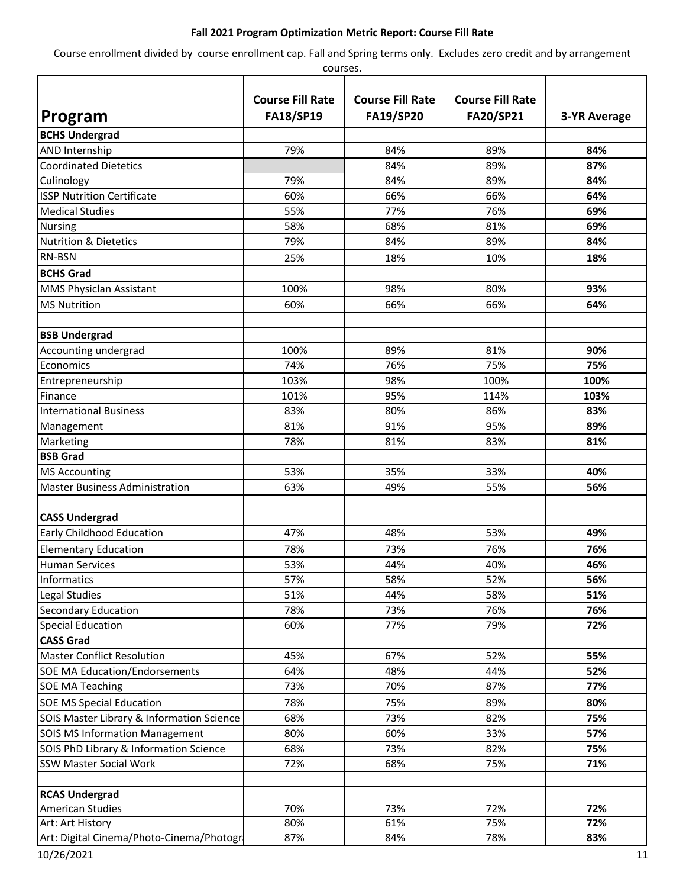**Fall 2021 Program Optimization Metric Report: Course Fill Rate**

Course enrollment divided by course enrollment cap. Fall and Spring terms only. Excludes zero credit and by arrangement courses.

| Program | Course Fill Rate FA18/SP19 | Course Fill Rate FA19/SP20 | Course Fill Rate FA20/SP21 | 3-YR Average |
|---|---|---|---|---|
| **BCHS Undergrad** | | | | |
| AND Internship | 79% | 84% | 89% | **84%** |
| Coordinated Dietetics | | 84% | 89% | **87%** |
| Culinology | 79% | 84% | 89% | **84%** |
| ISSP Nutrition Certificate | 60% | 66% | 66% | **64%** |
| Medical Studies | 55% | 77% | 76% | **69%** |
| Nursing | 58% | 68% | 81% | **69%** |
| Nutrition & Dietetics | 79% | 84% | 89% | **84%** |
| RN-BSN | 25% | 18% | 10% | **18%** |
| **BCHS Grad** | | | | |
| MMS Physiclan Assistant | 100% | 98% | 80% | **93%** |
| MS Nutrition | 60% | 66% | 66% | **64%** |
| | | | | |
| **BSB Undergrad** | | | | |
| Accounting undergrad | 100% | 89% | 81% | **90%** |
| Economics | 74% | 76% | 75% | **75%** |
| Entrepreneurship | 103% | 98% | 100% | **100%** |
| Finance | 101% | 95% | 114% | **103%** |
| International Business | 83% | 80% | 86% | **83%** |
| Management | 81% | 91% | 95% | **89%** |
| Marketing | 78% | 81% | 83% | **81%** |
| **BSB Grad** | | | | |
| MS Accounting | 53% | 35% | 33% | **40%** |
| Master Business Administration | 63% | 49% | 55% | **56%** |
| | | | | |
| **CASS Undergrad** | | | | |
| Early Childhood Education | 47% | 48% | 53% | **49%** |
| Elementary Education | 78% | 73% | 76% | **76%** |
| Human Services | 53% | 44% | 40% | **46%** |
| Informatics | 57% | 58% | 52% | **56%** |
| Legal Studies | 51% | 44% | 58% | **51%** |
| Secondary Education | 78% | 73% | 76% | **76%** |
| Special Education | 60% | 77% | 79% | **72%** |
| **CASS Grad** | | | | |
| Master Conflict Resolution | 45% | 67% | 52% | **55%** |
| SOE MA Education/Endorsements | 64% | 48% | 44% | **52%** |
| SOE MA Teaching | 73% | 70% | 87% | **77%** |
| SOE MS Special Education | 78% | 75% | 89% | **80%** |
| SOIS Master Library & Information Science | 68% | 73% | 82% | **75%** |
| SOIS MS Information Management | 80% | 60% | 33% | **57%** |
| SOIS PhD Library & Information Science | 68% | 73% | 82% | **75%** |
| SSW Master Social Work | 72% | 68% | 75% | **71%** |
| | | | | |
| **RCAS Undergrad** | | | | |
| American Studies | 70% | 73% | 72% | **72%** |
| Art: Art History | 80% | 61% | 75% | **72%** |
| Art: Digital Cinema/Photo-Cinema/Photogr | 87% | 84% | 78% | **83%** |

10/26/2021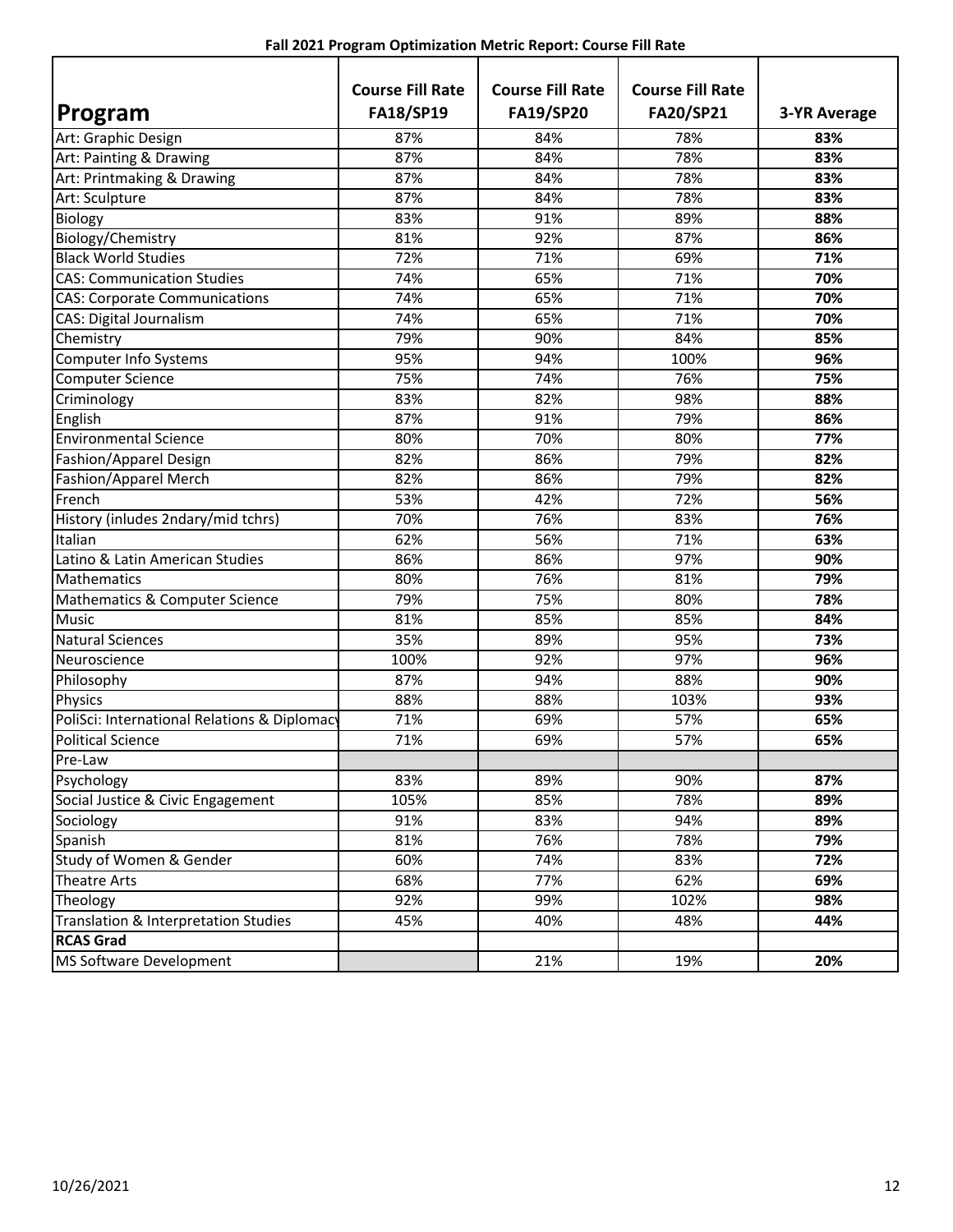**Fall 2021 Program Optimization Metric Report: Course Fill Rate**

| Program | Course Fill Rate FA18/SP19 | Course Fill Rate FA19/SP20 | Course Fill Rate FA20/SP21 | 3-YR Average |
|---|---|---|---|---|
| Art: Graphic Design | 87% | 84% | 78% | **83%** |
| Art: Painting & Drawing | 87% | 84% | 78% | **83%** |
| Art: Printmaking & Drawing | 87% | 84% | 78% | **83%** |
| Art: Sculpture | 87% | 84% | 78% | **83%** |
| Biology | 83% | 91% | 89% | **88%** |
| Biology/Chemistry | 81% | 92% | 87% | **86%** |
| Black World Studies | 72% | 71% | 69% | **71%** |
| CAS: Communication Studies | 74% | 65% | 71% | **70%** |
| CAS: Corporate Communications | 74% | 65% | 71% | **70%** |
| CAS: Digital Journalism | 74% | 65% | 71% | **70%** |
| Chemistry | 79% | 90% | 84% | **85%** |
| Computer Info Systems | 95% | 94% | 100% | **96%** |
| Computer Science | 75% | 74% | 76% | **75%** |
| Criminology | 83% | 82% | 98% | **88%** |
| English | 87% | 91% | 79% | **86%** |
| Environmental Science | 80% | 70% | 80% | **77%** |
| Fashion/Apparel Design | 82% | 86% | 79% | **82%** |
| Fashion/Apparel Merch | 82% | 86% | 79% | **82%** |
| French | 53% | 42% | 72% | **56%** |
| History (inludes 2ndary/mid tchrs) | 70% | 76% | 83% | **76%** |
| Italian | 62% | 56% | 71% | **63%** |
| Latino & Latin American Studies | 86% | 86% | 97% | **90%** |
| Mathematics | 80% | 76% | 81% | **79%** |
| Mathematics & Computer Science | 79% | 75% | 80% | **78%** |
| Music | 81% | 85% | 85% | **84%** |
| Natural Sciences | 35% | 89% | 95% | **73%** |
| Neuroscience | 100% | 92% | 97% | **96%** |
| Philosophy | 87% | 94% | 88% | **90%** |
| Physics | 88% | 88% | 103% | **93%** |
| PoliSci: International Relations & Diplomacy | 71% | 69% | 57% | **65%** |
| Political Science | 71% | 69% | 57% | **65%** |
| Pre-Law | | | | |
| Psychology | 83% | 89% | 90% | **87%** |
| Social Justice & Civic Engagement | 105% | 85% | 78% | **89%** |
| Sociology | 91% | 83% | 94% | **89%** |
| Spanish | 81% | 76% | 78% | **79%** |
| Study of Women & Gender | 60% | 74% | 83% | **72%** |
| Theatre Arts | 68% | 77% | 62% | **69%** |
| Theology | 92% | 99% | 102% | **98%** |
| Translation & Interpretation Studies | 45% | 40% | 48% | **44%** |
| **RCAS Grad** | | | | |
| MS Software Development | | 21% | 19% | **20%** |

10/26/2021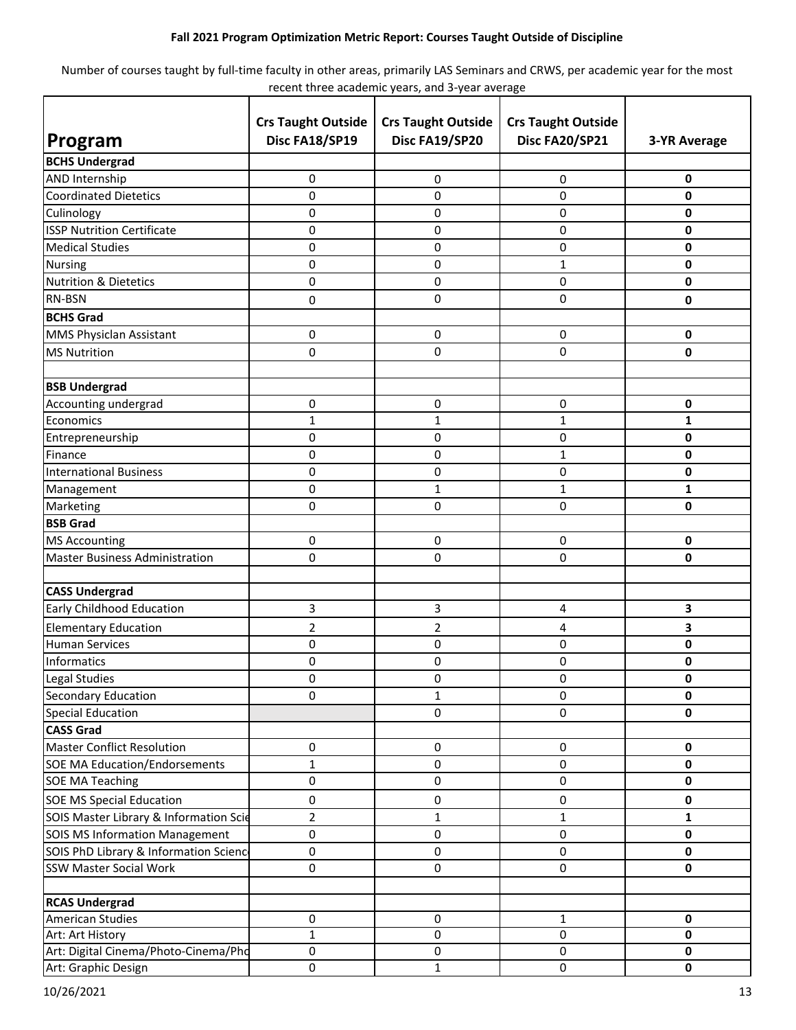**Fall 2021 Program Optimization Metric Report: Courses Taught Outside of Discipline**

Number of courses taught by full-time faculty in other areas, primarily LAS Seminars and CRWS, per academic year for the most recent three academic years, and 3-year average

| Program | Crs Taught Outside Disc FA18/SP19 | Crs Taught Outside Disc FA19/SP20 | Crs Taught Outside Disc FA20/SP21 | 3-YR Average |
|---|---|---|---|---|
| **BCHS Undergrad** | | | | |
| AND Internship | 0 | 0 | 0 | **0** |
| Coordinated Dietetics | 0 | 0 | 0 | **0** |
| Culinology | 0 | 0 | 0 | **0** |
| ISSP Nutrition Certificate | 0 | 0 | 0 | **0** |
| Medical Studies | 0 | 0 | 0 | **0** |
| Nursing | 0 | 0 | 1 | **0** |
| Nutrition & Dietetics | 0 | 0 | 0 | **0** |
| RN-BSN | 0 | 0 | 0 | **0** |
| **BCHS Grad** | | | | |
| MMS Physiclan Assistant | 0 | 0 | 0 | **0** |
| MS Nutrition | 0 | 0 | 0 | **0** |
| | | | | |
| **BSB Undergrad** | | | | |
| Accounting undergrad | 0 | 0 | 0 | **0** |
| Economics | 1 | 1 | 1 | **1** |
| Entrepreneurship | 0 | 0 | 0 | **0** |
| Finance | 0 | 0 | 1 | **0** |
| International Business | 0 | 0 | 0 | **0** |
| Management | 0 | 1 | 1 | **1** |
| Marketing | 0 | 0 | 0 | **0** |
| **BSB Grad** | | | | |
| MS Accounting | 0 | 0 | 0 | **0** |
| Master Business Administration | 0 | 0 | 0 | **0** |
| | | | | |
| **CASS Undergrad** | | | | |
| Early Childhood Education | 3 | 3 | 4 | **3** |
| Elementary Education | 2 | 2 | 4 | **3** |
| Human Services | 0 | 0 | 0 | **0** |
| Informatics | 0 | 0 | 0 | **0** |
| Legal Studies | 0 | 0 | 0 | **0** |
| Secondary Education | 0 | 1 | 0 | **0** |
| Special Education | | 0 | 0 | **0** |
| **CASS Grad** | | | | |
| Master Conflict Resolution | 0 | 0 | 0 | **0** |
| SOE MA Education/Endorsements | 1 | 0 | 0 | **0** |
| SOE MA Teaching | 0 | 0 | 0 | **0** |
| SOE MS Special Education | 0 | 0 | 0 | **0** |
| SOIS Master Library & Information Scie | 2 | 1 | 1 | **1** |
| SOIS MS Information Management | 0 | 0 | 0 | **0** |
| SOIS PhD Library & Information Scienc | 0 | 0 | 0 | **0** |
| SSW Master Social Work | 0 | 0 | 0 | **0** |
| | | | | |
| **RCAS Undergrad** | | | | |
| American Studies | 0 | 0 | 1 | **0** |
| Art: Art History | 1 | 0 | 0 | **0** |
| Art: Digital Cinema/Photo-Cinema/Pho | 0 | 0 | 0 | **0** |
| Art: Graphic Design | 0 | 1 | 0 | **0** |

10/26/2021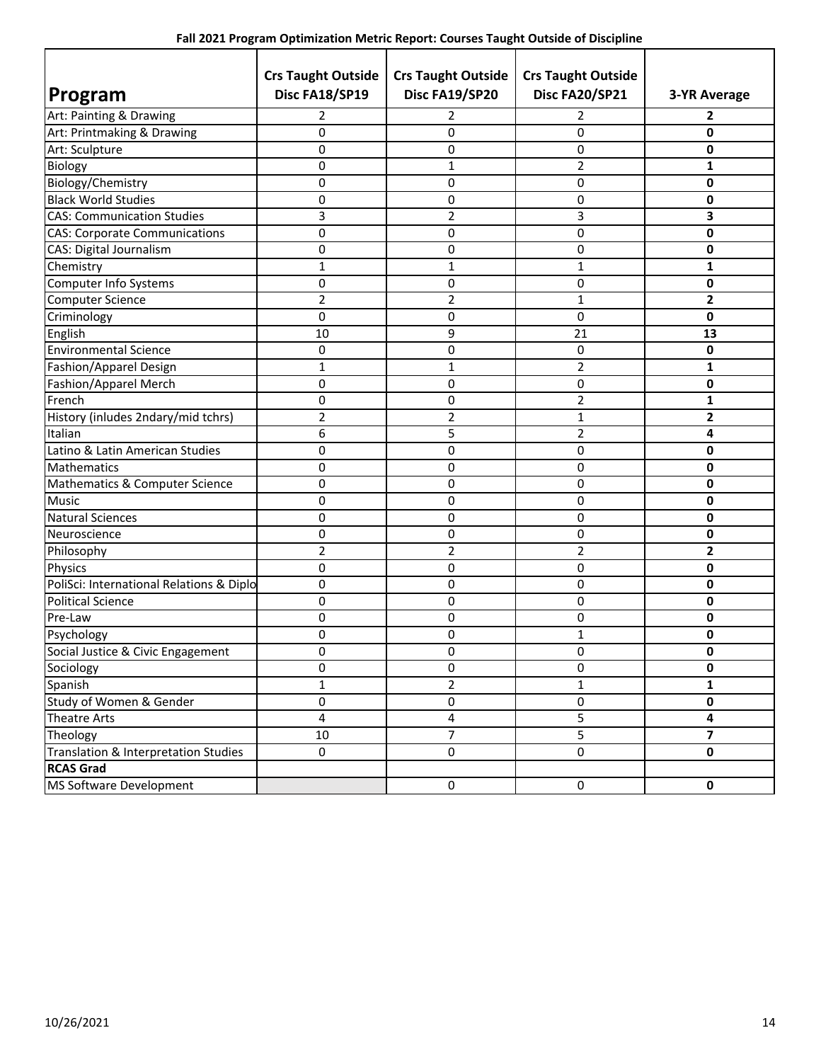**Fall 2021 Program Optimization Metric Report: Courses Taught Outside of Discipline**

| Program | Crs Taught Outside Disc FA18/SP19 | Crs Taught Outside Disc FA19/SP20 | Crs Taught Outside Disc FA20/SP21 | 3-YR Average |
|---|---|---|---|---|
| Art: Painting & Drawing | 2 | 2 | 2 | **2** |
| Art: Printmaking & Drawing | 0 | 0 | 0 | **0** |
| Art: Sculpture | 0 | 0 | 0 | **0** |
| Biology | 0 | 1 | 2 | **1** |
| Biology/Chemistry | 0 | 0 | 0 | **0** |
| Black World Studies | 0 | 0 | 0 | **0** |
| CAS: Communication Studies | 3 | 2 | 3 | **3** |
| CAS: Corporate Communications | 0 | 0 | 0 | **0** |
| CAS: Digital Journalism | 0 | 0 | 0 | **0** |
| Chemistry | 1 | 1 | 1 | **1** |
| Computer Info Systems | 0 | 0 | 0 | **0** |
| Computer Science | 2 | 2 | 1 | **2** |
| Criminology | 0 | 0 | 0 | **0** |
| English | 10 | 9 | 21 | **13** |
| Environmental Science | 0 | 0 | 0 | **0** |
| Fashion/Apparel Design | 1 | 1 | 2 | **1** |
| Fashion/Apparel Merch | 0 | 0 | 0 | **0** |
| French | 0 | 0 | 2 | **1** |
| History (inludes 2ndary/mid tchrs) | 2 | 2 | 1 | **2** |
| Italian | 6 | 5 | 2 | **4** |
| Latino & Latin American Studies | 0 | 0 | 0 | **0** |
| Mathematics | 0 | 0 | 0 | **0** |
| Mathematics & Computer Science | 0 | 0 | 0 | **0** |
| Music | 0 | 0 | 0 | **0** |
| Natural Sciences | 0 | 0 | 0 | **0** |
| Neuroscience | 0 | 0 | 0 | **0** |
| Philosophy | 2 | 2 | 2 | **2** |
| Physics | 0 | 0 | 0 | **0** |
| PoliSci: International Relations & Diplo | 0 | 0 | 0 | **0** |
| Political Science | 0 | 0 | 0 | **0** |
| Pre-Law | 0 | 0 | 0 | **0** |
| Psychology | 0 | 0 | 1 | **0** |
| Social Justice & Civic Engagement | 0 | 0 | 0 | **0** |
| Sociology | 0 | 0 | 0 | **0** |
| Spanish | 1 | 2 | 1 | **1** |
| Study of Women & Gender | 0 | 0 | 0 | **0** |
| Theatre Arts | 4 | 4 | 5 | **4** |
| Theology | 10 | 7 | 5 | **7** |
| Translation & Interpretation Studies | 0 | 0 | 0 | **0** |
| **RCAS Grad** | | | | |
| MS Software Development | | 0 | 0 | **0** |

10/26/2021